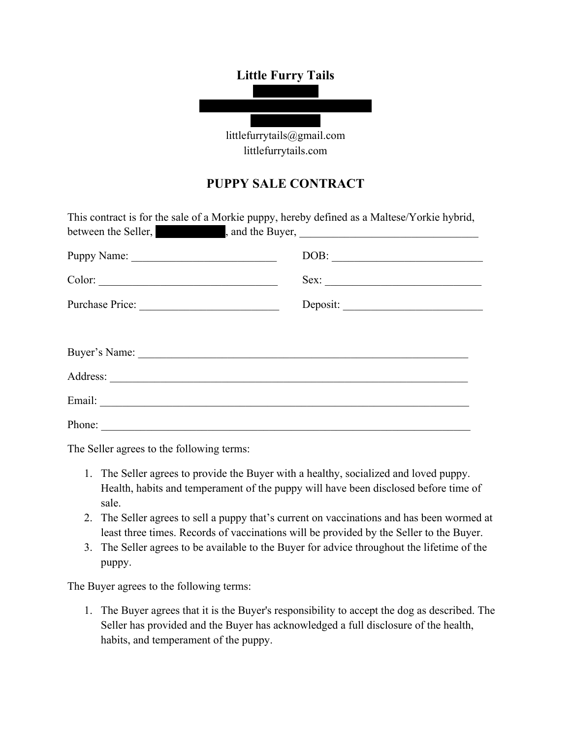# Little Furry Tails

littlefurrytails@gmail.com
littlefurrytails.com

## PUPPY SALE CONTRACT

This contract is for the sale of a Morkie puppy, hereby defined as a Maltese/Yorkie hybrid, between the Seller, ██████████, and the Buyer, ________________________________

Puppy Name: __________________________ DOB: ___________________________

Color: ________________________________ Sex: _____________________________

Purchase Price: ________________________ Deposit: _________________________

Buyer's Name: ______________________________________________________________

Address: __________________________________________________________________

Email: ____________________________________________________________________

Phone: ____________________________________________________________________

The Seller agrees to the following terms:

1. The Seller agrees to provide the Buyer with a healthy, socialized and loved puppy. Health, habits and temperament of the puppy will have been disclosed before time of sale.
2. The Seller agrees to sell a puppy that's current on vaccinations and has been wormed at least three times. Records of vaccinations will be provided by the Seller to the Buyer.
3. The Seller agrees to be available to the Buyer for advice throughout the lifetime of the puppy.

The Buyer agrees to the following terms:

1. The Buyer agrees that it is the Buyer's responsibility to accept the dog as described. The Seller has provided and the Buyer has acknowledged a full disclosure of the health, habits, and temperament of the puppy.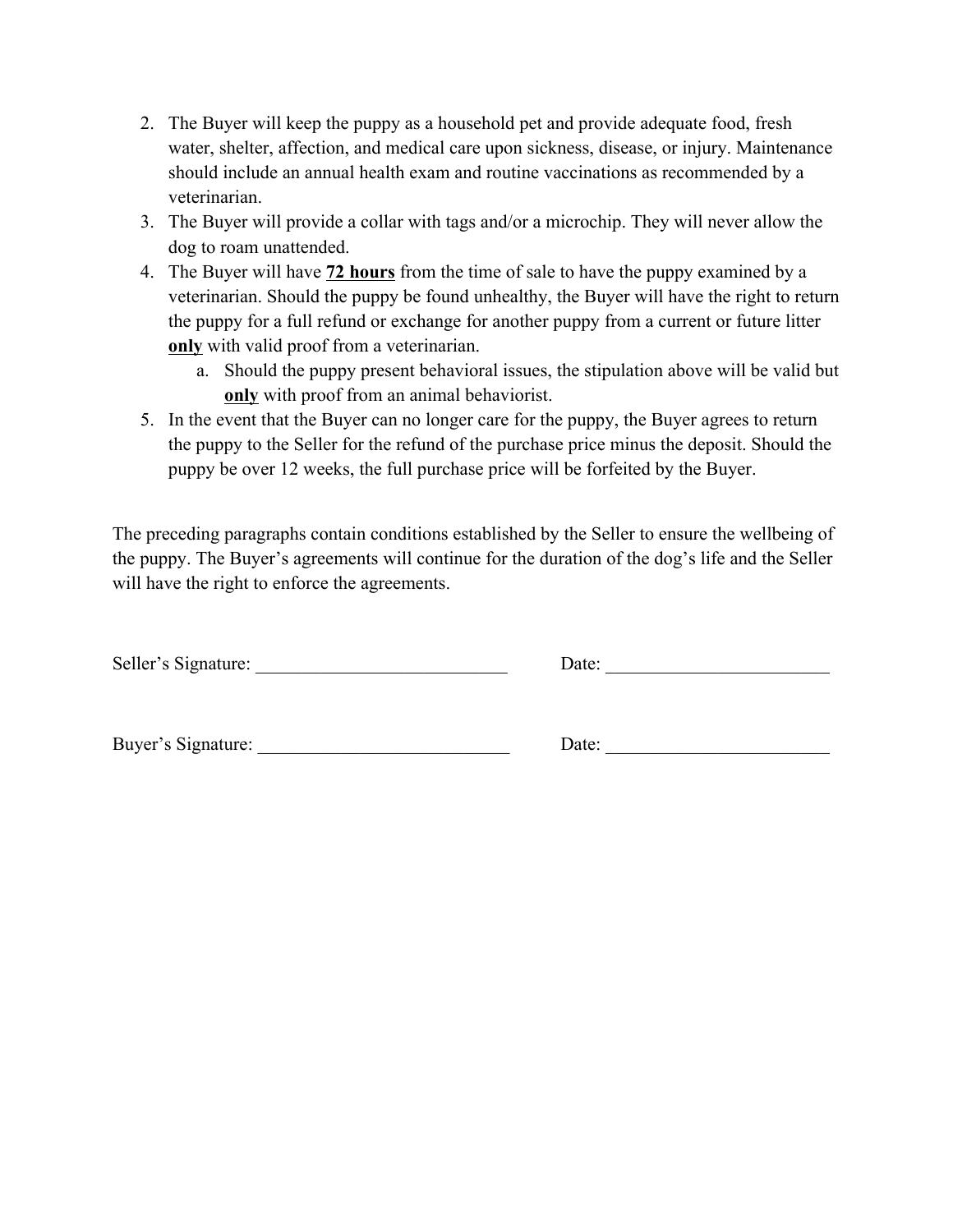2. The Buyer will keep the puppy as a household pet and provide adequate food, fresh water, shelter, affection, and medical care upon sickness, disease, or injury. Maintenance should include an annual health exam and routine vaccinations as recommended by a veterinarian.
3. The Buyer will provide a collar with tags and/or a microchip. They will never allow the dog to roam unattended.
4. The Buyer will have **72 hours** from the time of sale to have the puppy examined by a veterinarian. Should the puppy be found unhealthy, the Buyer will have the right to return the puppy for a full refund or exchange for another puppy from a current or future litter **only** with valid proof from a veterinarian.
   a. Should the puppy present behavioral issues, the stipulation above will be valid but **only** with proof from an animal behaviorist.
5. In the event that the Buyer can no longer care for the puppy, the Buyer agrees to return the puppy to the Seller for the refund of the purchase price minus the deposit. Should the puppy be over 12 weeks, the full purchase price will be forfeited by the Buyer.

The preceding paragraphs contain conditions established by the Seller to ensure the wellbeing of the puppy. The Buyer's agreements will continue for the duration of the dog's life and the Seller will have the right to enforce the agreements.

Seller's Signature: ___________________________ Date: ________________________

Buyer's Signature: ___________________________ Date: ________________________